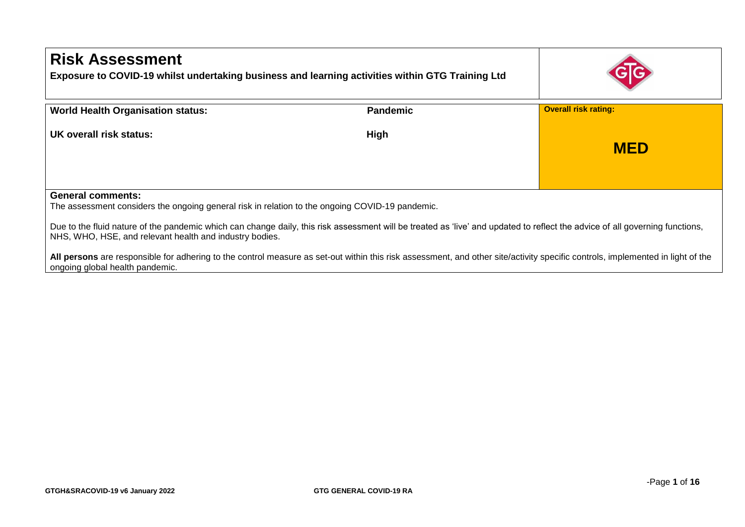# Risk Assessment

**Exposure to COVID-19 whilst undertaking business and learning activities within GTG Training Ltd**

| | | |
|---|---|---|
| **World Health Organisation status:** | **Pandemic** | **Overall risk rating:** |
| **UK overall risk status:** | **High** | **MED** |

**General comments:**

The assessment considers the ongoing general risk in relation to the ongoing COVID-19 pandemic.

Due to the fluid nature of the pandemic which can change daily, this risk assessment will be treated as 'live' and updated to reflect the advice of all governing functions, NHS, WHO, HSE, and relevant health and industry bodies.

**All persons** are responsible for adhering to the control measure as set-out within this risk assessment, and other site/activity specific controls, implemented in light of the ongoing global health pandemic.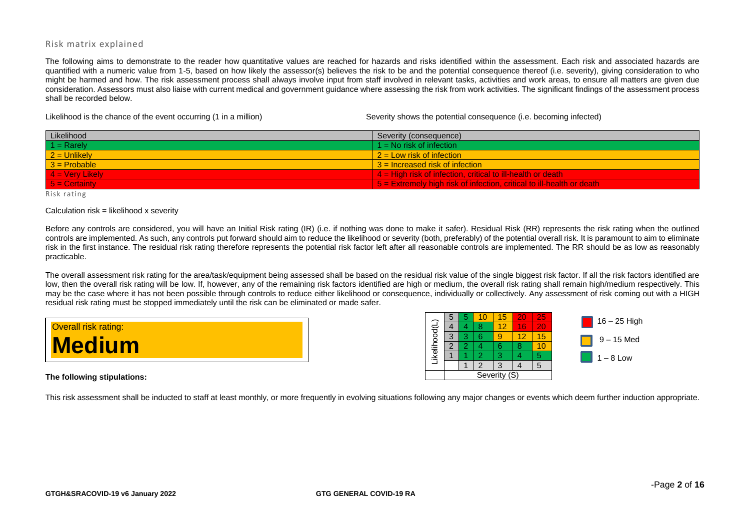## Risk matrix explained

The following aims to demonstrate to the reader how quantitative values are reached for hazards and risks identified within the assessment. Each risk and associated hazards are quantified with a numeric value from 1-5, based on how likely the assessor(s) believes the risk to be and the potential consequence thereof (i.e. severity), giving consideration to who might be harmed and how. The risk assessment process shall always involve input from staff involved in relevant tasks, activities and work areas, to ensure all matters are given due consideration. Assessors must also liaise with current medical and government guidance where assessing the risk from work activities. The significant findings of the assessment process shall be recorded below.

Likelihood is the chance of the event occurring (1 in a million)

Severity shows the potential consequence (i.e. becoming infected)

| Likelihood | Severity (consequence) |
|---|---|
| 1 = Rarely | 1 = No risk of infection |
| 2 = Unlikely | 2 = Low risk of infection |
| 3 = Probable | 3 = Increased risk of infection |
| 4 = Very Likely | 4 = High risk of infection, critical to ill-health or death |
| 5 = Certainty | 5 = Extremely high risk of infection, critical to ill-health or death |

Risk rating

Calculation risk = likelihood x severity

Before any controls are considered, you will have an Initial Risk rating (IR) (i.e. if nothing was done to make it safer). Residual Risk (RR) represents the risk rating when the outlined controls are implemented. As such, any controls put forward should aim to reduce the likelihood or severity (both, preferably) of the potential overall risk. It is paramount to aim to eliminate risk in the first instance. The residual risk rating therefore represents the potential risk factor left after all reasonable controls are implemented. The RR should be as low as reasonably practicable.

The overall assessment risk rating for the area/task/equipment being assessed shall be based on the residual risk value of the single biggest risk factor. If all the risk factors identified are low, then the overall risk rating will be low. If, however, any of the remaining risk factors identified are high or medium, the overall risk rating shall remain high/medium respectively. This may be the case where it has not been possible through controls to reduce either likelihood or consequence, individually or collectively. Any assessment of risk coming out with a HIGH residual risk rating must be stopped immediately until the risk can be eliminated or made safer.

Overall risk rating:

**Medium**

| Likelihood(L) | | | | | |
|---|---|---|---|---|---|
| 5 | 5 | 10 | 15 | 20 | 25 |
| 4 | 4 | 8 | 12 | 16 | 20 |
| 3 | 3 | 6 | 9 | 12 | 15 |
| 2 | 2 | 4 | 6 | 8 | 10 |
| 1 | 1 | 2 | 3 | 4 | 5 |
| | 1 | 2 | 3 | 4 | 5 |
| | Severity (S) | | | | |

- 16 – 25 High
- 9 – 15 Med
- 1 – 8 Low

**The following stipulations:**

This risk assessment shall be inducted to staff at least monthly, or more frequently in evolving situations following any major changes or events which deem further induction appropriate.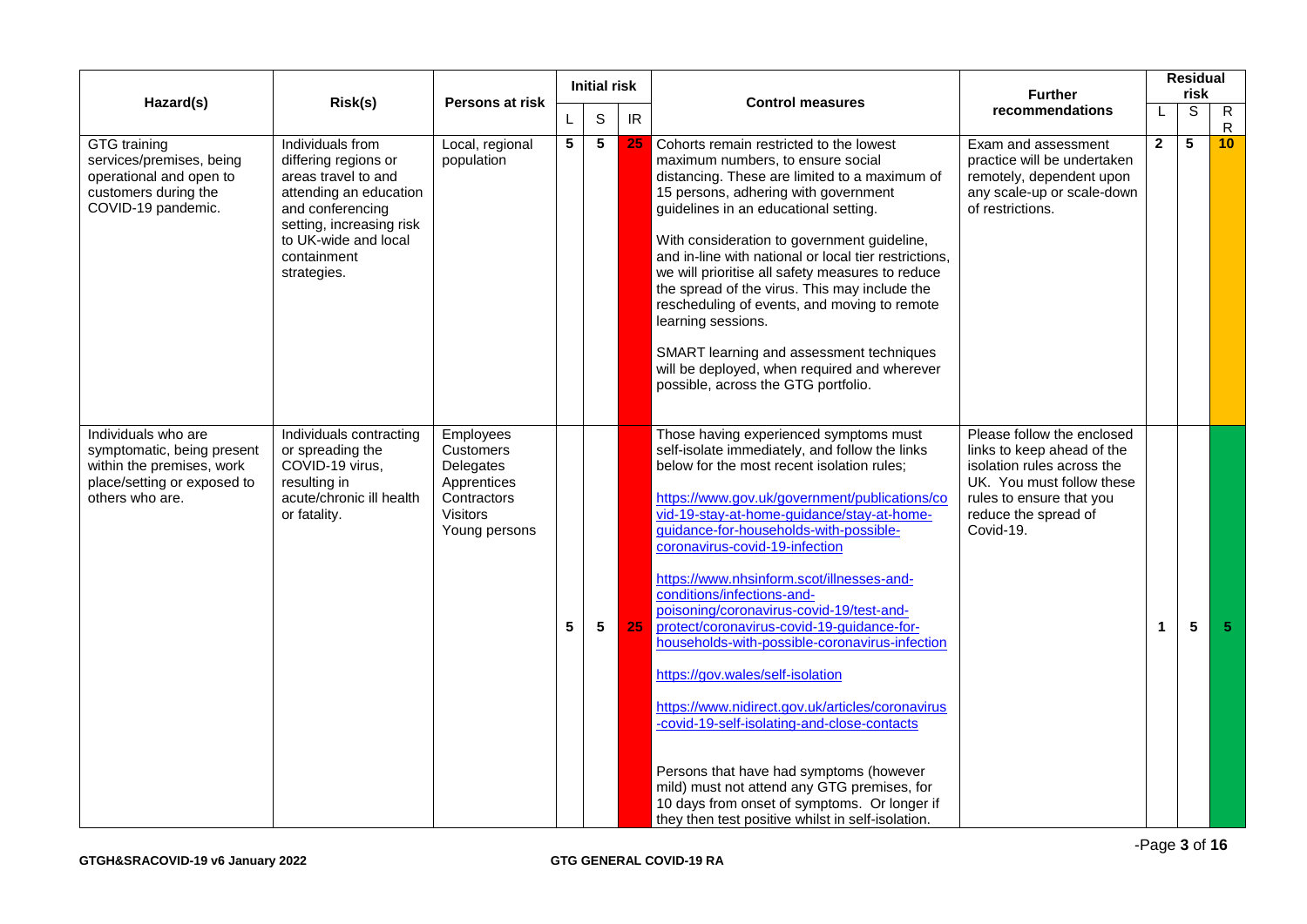| Hazard(s) | Risk(s) | Persons at risk | Initial risk | | | Control measures | Further recommendations | Residual risk | | |
|---|---|---|---|---|---|---|---|---|---|---|
| | | | L | S | IR | | | L | S | RR |
| GTG training services/premises, being operational and open to customers during the COVID-19 pandemic. | Individuals from differing regions or areas travel to and attending an education and conferencing setting, increasing risk to UK-wide and local containment strategies. | Local, regional population | 5 | 5 | 25 | Cohorts remain restricted to the lowest maximum numbers, to ensure social distancing. These are limited to a maximum of 15 persons, adhering with government guidelines in an educational setting.<br><br>With consideration to government guideline, and in-line with national or local tier restrictions, we will prioritise all safety measures to reduce the spread of the virus. This may include the rescheduling of events, and moving to remote learning sessions.<br><br>SMART learning and assessment techniques will be deployed, when required and wherever possible, across the GTG portfolio. | Exam and assessment practice will be undertaken remotely, dependent upon any scale-up or scale-down of restrictions. | 2 | 5 | 10 |
| Individuals who are symptomatic, being present within the premises, work place/setting or exposed to others who are. | Individuals contracting or spreading the COVID-19 virus, resulting in acute/chronic ill health or fatality. | Employees<br>Customers<br>Delegates<br>Apprentices<br>Contractors<br>Visitors<br>Young persons | 5 | 5 | 25 | Those having experienced symptoms must self-isolate immediately, and follow the links below for the most recent isolation rules;<br><br>https://www.gov.uk/government/publications/covid-19-stay-at-home-guidance/stay-at-home-guidance-for-households-with-possible-coronavirus-covid-19-infection<br><br>https://www.nhsinform.scot/illnesses-and-conditions/infections-and-poisoning/coronavirus-covid-19/test-and-protect/coronavirus-covid-19-guidance-for-households-with-possible-coronavirus-infection<br><br>https://gov.wales/self-isolation<br><br>https://www.nidirect.gov.uk/articles/coronavirus-covid-19-self-isolating-and-close-contacts<br><br>Persons that have had symptoms (however mild) must not attend any GTG premises, for 10 days from onset of symptoms. Or longer if they then test positive whilst in self-isolation. | Please follow the enclosed links to keep ahead of the isolation rules across the UK. You must follow these rules to ensure that you reduce the spread of Covid-19. | 1 | 5 | 5 |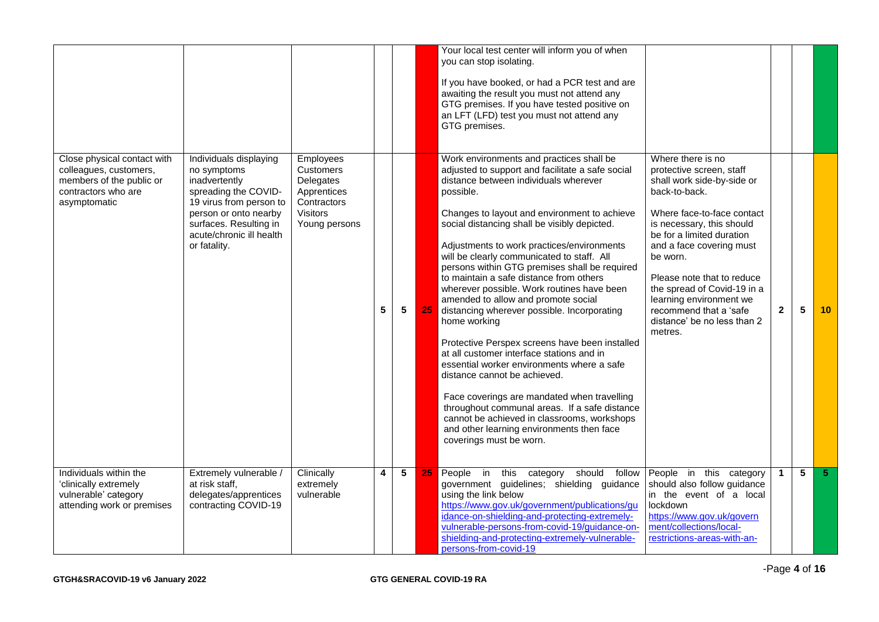| | | | | | | | | | | |
|---|---|---|---|---|---|---|---|---|---|---|
| | | | | | | Your local test center will inform you of when you can stop isolating.<br><br>If you have booked, or had a PCR test and are awaiting the result you must not attend any GTG premises. If you have tested positive on an LFT (LFD) test you must not attend any GTG premises. | | | | |
| Close physical contact with colleagues, customers, members of the public or contractors who are asymptomatic | Individuals displaying no symptoms inadvertently spreading the COVID-19 virus from person to person or onto nearby surfaces. Resulting in acute/chronic ill health or fatality. | Employees<br>Customers<br>Delegates<br>Apprentices<br>Contractors<br>Visitors<br>Young persons | 5 | 5 | 25 | Work environments and practices shall be adjusted to support and facilitate a safe social distance between individuals wherever possible.<br><br>Changes to layout and environment to achieve social distancing shall be visibly depicted.<br><br>Adjustments to work practices/environments will be clearly communicated to staff. All persons within GTG premises shall be required to maintain a safe distance from others wherever possible. Work routines have been amended to allow and promote social distancing wherever possible. Incorporating home working<br><br>Protective Perspex screens have been installed at all customer interface stations and in essential worker environments where a safe distance cannot be achieved.<br><br>Face coverings are mandated when travelling throughout communal areas. If a safe distance cannot be achieved in classrooms, workshops and other learning environments then face coverings must be worn. | Where there is no protective screen, staff shall work side-by-side or back-to-back.<br><br>Where face-to-face contact is necessary, this should be for a limited duration and a face covering must be worn.<br><br>Please note that to reduce the spread of Covid-19 in a learning environment we recommend that a 'safe distance' be no less than 2 metres. | 2 | 5 | 10 |
| Individuals within the 'clinically extremely vulnerable' category attending work or premises | Extremely vulnerable / at risk staff, delegates/apprentices contracting COVID-19 | Clinically extremely vulnerable | 4 | 5 | 25 | People in this category should follow government guidelines; shielding guidance using the link below<br>https://www.gov.uk/government/publications/guidance-on-shielding-and-protecting-extremely-vulnerable-persons-from-covid-19/guidance-on-shielding-and-protecting-extremely-vulnerable-persons-from-covid-19 | People in this category should also follow guidance in the event of a local lockdown<br>https://www.gov.uk/government/collections/local-restrictions-areas-with-an- | 1 | 5 | 5 |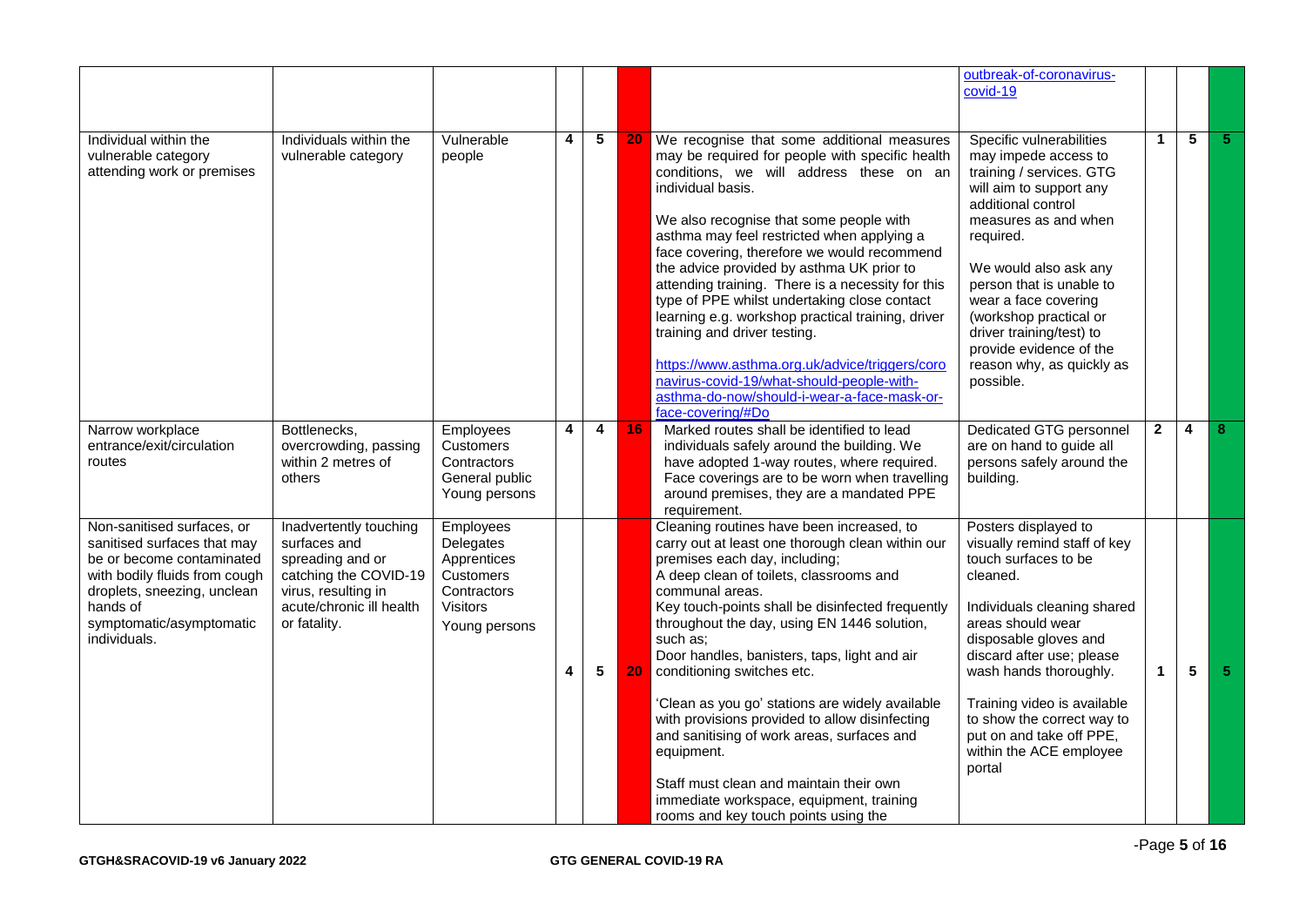| | | | | | | | outbreak-of-coronavirus-covid-19 | | | |
|---|---|---|---|---|---|---|---|---|---|---|
| Individual within the vulnerable category attending work or premises | Individuals within the vulnerable category | Vulnerable people | 4 | 5 | 20 | We recognise that some additional measures may be required for people with specific health conditions, we will address these on an individual basis.<br><br>We also recognise that some people with asthma may feel restricted when applying a face covering, therefore we would recommend the advice provided by asthma UK prior to attending training. There is a necessity for this type of PPE whilst undertaking close contact learning e.g. workshop practical training, driver training and driver testing.<br><br>https://www.asthma.org.uk/advice/triggers/coronavirus-covid-19/what-should-people-with-asthma-do-now/should-i-wear-a-face-mask-or-face-covering/#Do | Specific vulnerabilities may impede access to training / services. GTG will aim to support any additional control measures as and when required.<br><br>We would also ask any person that is unable to wear a face covering (workshop practical or driver training/test) to provide evidence of the reason why, as quickly as possible. | 1 | 5 | 5 |
| Narrow workplace entrance/exit/circulation routes | Bottlenecks, overcrowding, passing within 2 metres of others | Employees<br>Customers<br>Contractors<br>General public<br>Young persons | 4 | 4 | 16 | Marked routes shall be identified to lead individuals safely around the building. We have adopted 1-way routes, where required. Face coverings are to be worn when travelling around premises, they are a mandated PPE requirement. | Dedicated GTG personnel are on hand to guide all persons safely around the building. | 2 | 4 | 8 |
| Non-sanitised surfaces, or sanitised surfaces that may be or become contaminated with bodily fluids from cough droplets, sneezing, unclean hands of symptomatic/asymptomatic individuals. | Inadvertently touching surfaces and spreading and or catching the COVID-19 virus, resulting in acute/chronic ill health or fatality. | Employees<br>Delegates<br>Apprentices<br>Customers<br>Contractors<br>Visitors<br>Young persons | 4 | 5 | 20 | Cleaning routines have been increased, to carry out at least one thorough clean within our premises each day, including;<br>A deep clean of toilets, classrooms and communal areas.<br>Key touch-points shall be disinfected frequently throughout the day, using EN 1446 solution, such as;<br>Door handles, banisters, taps, light and air conditioning switches etc.<br><br>'Clean as you go' stations are widely available with provisions provided to allow disinfecting and sanitising of work areas, surfaces and equipment.<br><br>Staff must clean and maintain their own immediate workspace, equipment, training rooms and key touch points using the | Posters displayed to visually remind staff of key touch surfaces to be cleaned.<br><br>Individuals cleaning shared areas should wear disposable gloves and discard after use; please wash hands thoroughly.<br><br>Training video is available to show the correct way to put on and take off PPE, within the ACE employee portal | 1 | 5 | 5 |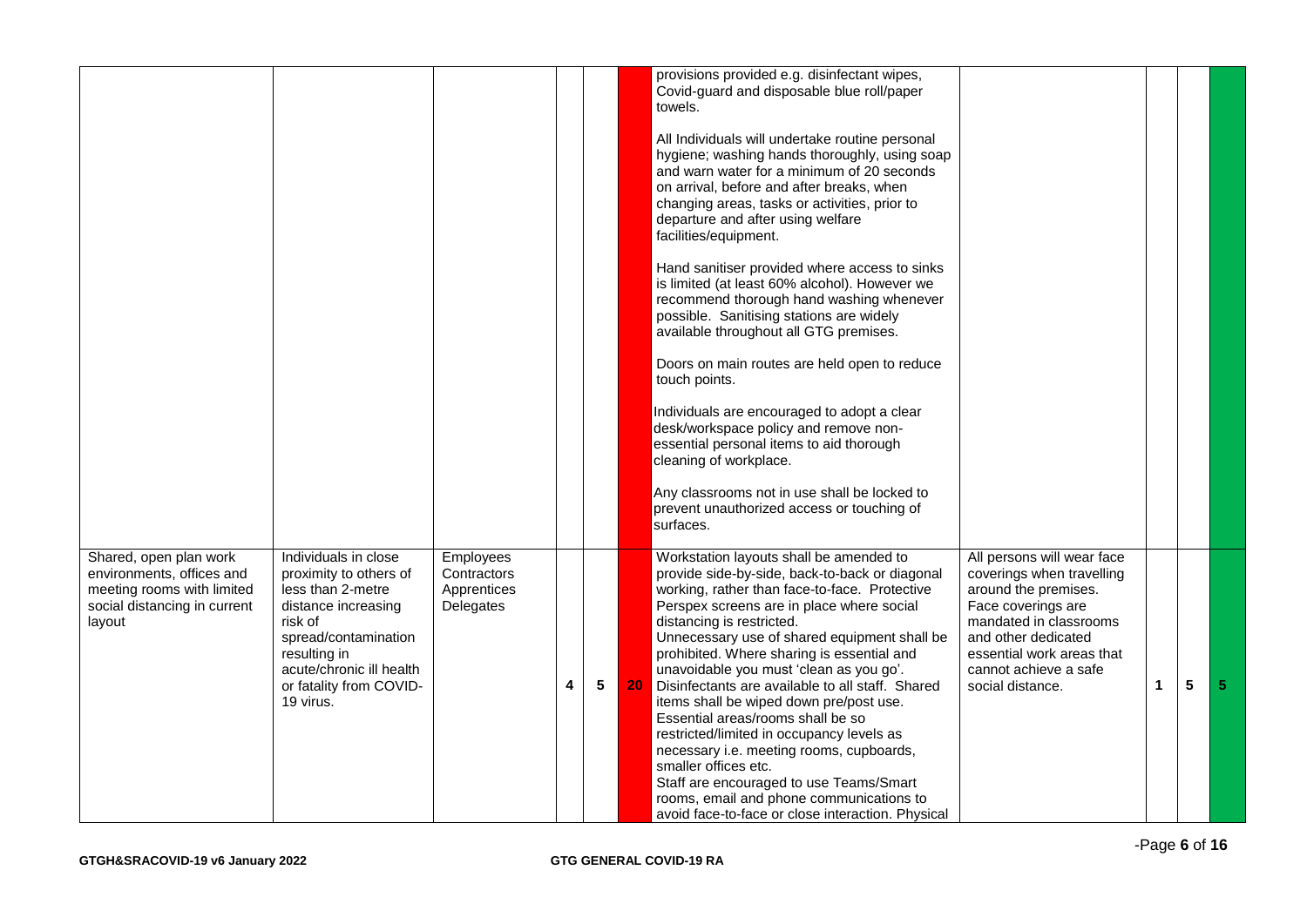| | | | | | | | | | | |
|---|---|---|---|---|---|---|---|---|---|---|
| | | | | | | provisions provided e.g. disinfectant wipes, Covid-guard and disposable blue roll/paper towels.<br><br>All Individuals will undertake routine personal hygiene; washing hands thoroughly, using soap and warn water for a minimum of 20 seconds on arrival, before and after breaks, when changing areas, tasks or activities, prior to departure and after using welfare facilities/equipment.<br><br>Hand sanitiser provided where access to sinks is limited (at least 60% alcohol). However we recommend thorough hand washing whenever possible. Sanitising stations are widely available throughout all GTG premises.<br><br>Doors on main routes are held open to reduce touch points.<br><br>Individuals are encouraged to adopt a clear desk/workspace policy and remove non-essential personal items to aid thorough cleaning of workplace.<br><br>Any classrooms not in use shall be locked to prevent unauthorized access or touching of surfaces. | | | | |
| Shared, open plan work environments, offices and meeting rooms with limited social distancing in current layout | Individuals in close proximity to others of less than 2-metre distance increasing risk of spread/contamination resulting in acute/chronic ill health or fatality from COVID-19 virus. | Employees<br>Contractors<br>Apprentices<br>Delegates | 4 | 5 | 20 | Workstation layouts shall be amended to provide side-by-side, back-to-back or diagonal working, rather than face-to-face. Protective Perspex screens are in place where social distancing is restricted.<br>Unnecessary use of shared equipment shall be prohibited. Where sharing is essential and unavoidable you must 'clean as you go'.<br>Disinfectants are available to all staff. Shared items shall be wiped down pre/post use.<br>Essential areas/rooms shall be so restricted/limited in occupancy levels as necessary i.e. meeting rooms, cupboards, smaller offices etc.<br>Staff are encouraged to use Teams/Smart rooms, email and phone communications to avoid face-to-face or close interaction. Physical | All persons will wear face coverings when travelling around the premises. Face coverings are mandated in classrooms and other dedicated essential work areas that cannot achieve a safe social distance. | 1 | 5 | 5 |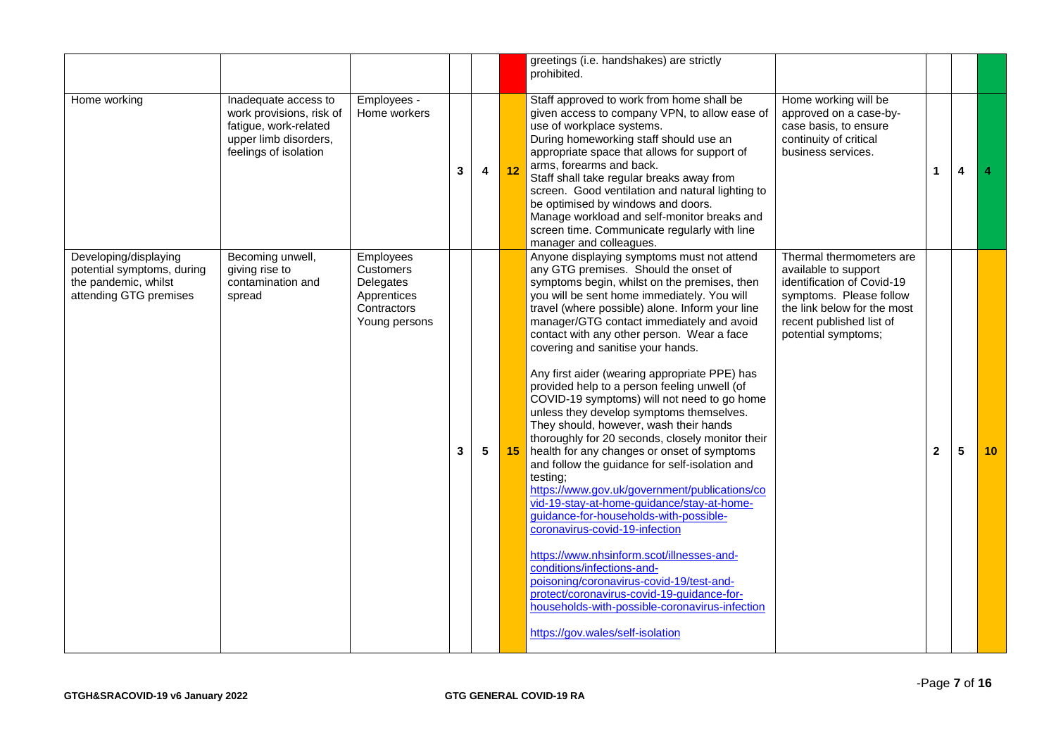| | | | | | | greetings (i.e. handshakes) are strictly prohibited. | | | | |
|---|---|---|---|---|---|---|---|---|---|---|
| Home working | Inadequate access to work provisions, risk of fatigue, work-related upper limb disorders, feelings of isolation | Employees - Home workers | 3 | 4 | 12 | Staff approved to work from home shall be given access to company VPN, to allow ease of use of workplace systems.<br>During homeworking staff should use an appropriate space that allows for support of arms, forearms and back.<br>Staff shall take regular breaks away from screen. Good ventilation and natural lighting to be optimised by windows and doors.<br>Manage workload and self-monitor breaks and screen time. Communicate regularly with line manager and colleagues. | Home working will be approved on a case-by-case basis, to ensure continuity of critical business services. | 1 | 4 | 4 |
| Developing/displaying potential symptoms, during the pandemic, whilst attending GTG premises | Becoming unwell, giving rise to contamination and spread | Employees<br>Customers<br>Delegates<br>Apprentices<br>Contractors<br>Young persons | 3 | 5 | 15 | Anyone displaying symptoms must not attend any GTG premises. Should the onset of symptoms begin, whilst on the premises, then you will be sent home immediately. You will travel (where possible) alone. Inform your line manager/GTG contact immediately and avoid contact with any other person. Wear a face covering and sanitise your hands.<br><br>Any first aider (wearing appropriate PPE) has provided help to a person feeling unwell (of COVID-19 symptoms) will not need to go home unless they develop symptoms themselves. They should, however, wash their hands thoroughly for 20 seconds, closely monitor their health for any changes or onset of symptoms and follow the guidance for self-isolation and testing;<br>https://www.gov.uk/government/publications/covid-19-stay-at-home-guidance/stay-at-home-guidance-for-households-with-possible-coronavirus-covid-19-infection<br><br>https://www.nhsinform.scot/illnesses-and-conditions/infections-and-poisoning/coronavirus-covid-19/test-and-protect/coronavirus-covid-19-guidance-for-households-with-possible-coronavirus-infection<br><br>https://gov.wales/self-isolation | Thermal thermometers are available to support identification of Covid-19 symptoms. Please follow the link below for the most recent published list of potential symptoms; | 2 | 5 | 10 |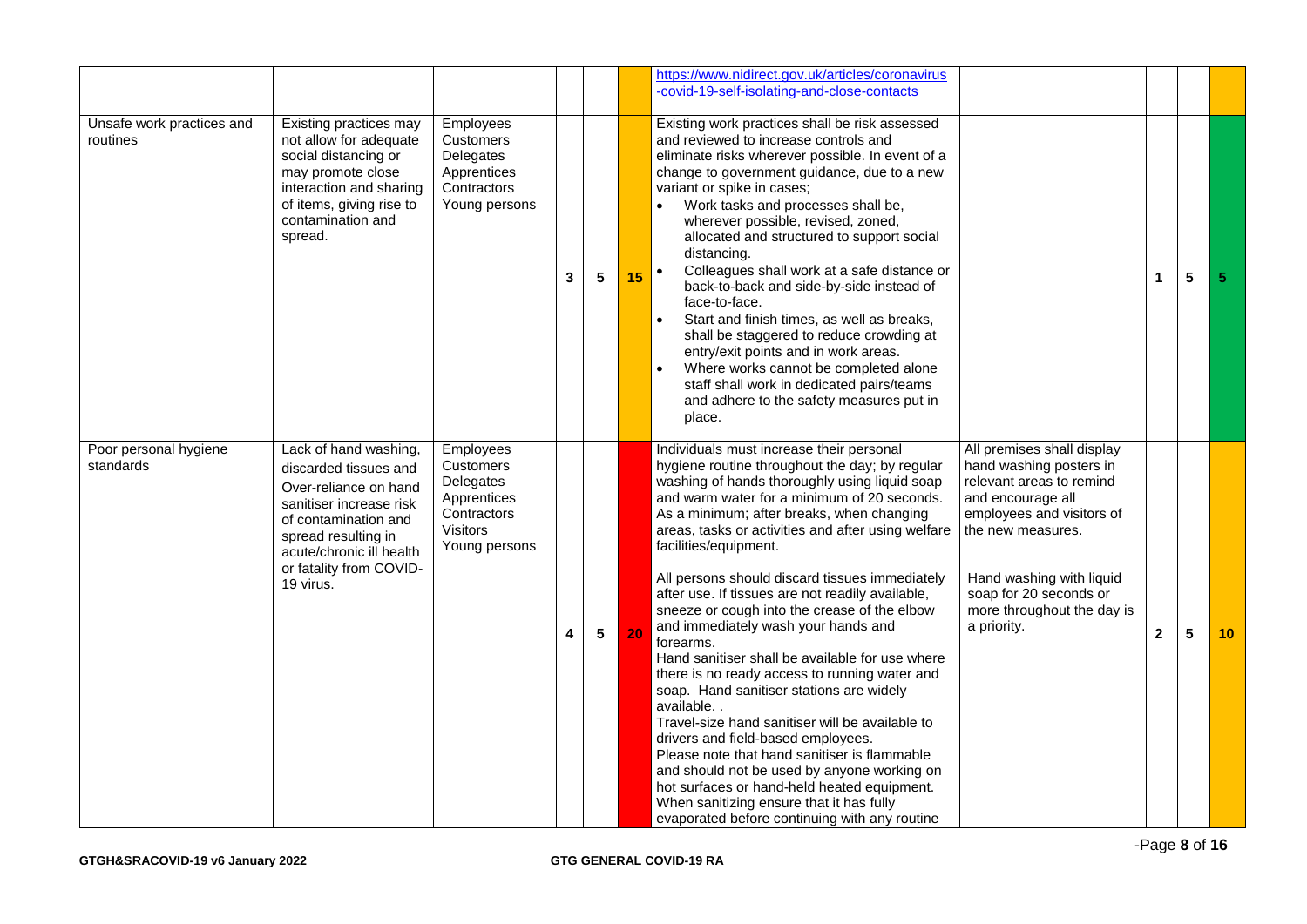| | | | | | | | | | | |
|---|---|---|---|---|---|---|---|---|---|---|
| | | | | | | https://www.nidirect.gov.uk/articles/coronavirus-covid-19-self-isolating-and-close-contacts | | | | |
| Unsafe work practices and routines | Existing practices may not allow for adequate social distancing or may promote close interaction and sharing of items, giving rise to contamination and spread. | Employees<br>Customers<br>Delegates<br>Apprentices<br>Contractors<br>Young persons | 3 | 5 | 15 | Existing work practices shall be risk assessed and reviewed to increase controls and eliminate risks wherever possible. In event of a change to government guidance, due to a new variant or spike in cases;<br>• Work tasks and processes shall be, wherever possible, revised, zoned, allocated and structured to support social distancing.<br>• Colleagues shall work at a safe distance or back-to-back and side-by-side instead of face-to-face.<br>• Start and finish times, as well as breaks, shall be staggered to reduce crowding at entry/exit points and in work areas.<br>• Where works cannot be completed alone staff shall work in dedicated pairs/teams and adhere to the safety measures put in place. | | 1 | 5 | 5 |
| Poor personal hygiene standards | Lack of hand washing, discarded tissues and Over-reliance on hand sanitiser increase risk of contamination and spread resulting in acute/chronic ill health or fatality from COVID-19 virus. | Employees<br>Customers<br>Delegates<br>Apprentices<br>Contractors<br>Visitors<br>Young persons | 4 | 5 | 20 | Individuals must increase their personal hygiene routine throughout the day; by regular washing of hands thoroughly using liquid soap and warm water for a minimum of 20 seconds. As a minimum; after breaks, when changing areas, tasks or activities and after using welfare facilities/equipment.<br><br>All persons should discard tissues immediately after use. If tissues are not readily available, sneeze or cough into the crease of the elbow and immediately wash your hands and forearms.<br>Hand sanitiser shall be available for use where there is no ready access to running water and soap. Hand sanitiser stations are widely available. .<br>Travel-size hand sanitiser will be available to drivers and field-based employees.<br>Please note that hand sanitiser is flammable and should not be used by anyone working on hot surfaces or hand-held heated equipment.<br>When sanitizing ensure that it has fully evaporated before continuing with any routine | All premises shall display hand washing posters in relevant areas to remind and encourage all employees and visitors of the new measures.<br><br>Hand washing with liquid soap for 20 seconds or more throughout the day is a priority. | 2 | 5 | 10 |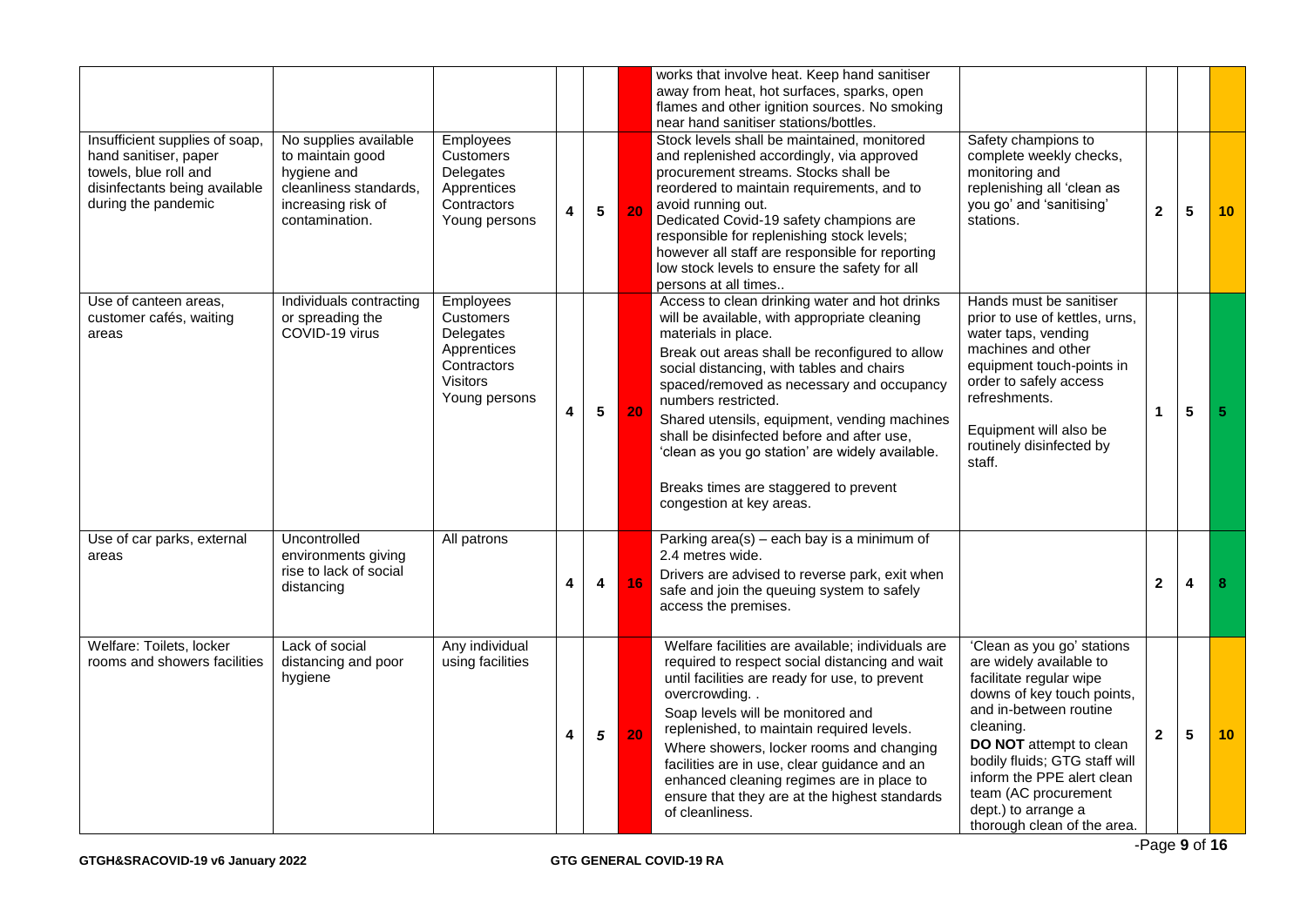| | | | | | | | | | | |
|---|---|---|---|---|---|---|---|---|---|---|
| | | | | | | works that involve heat. Keep hand sanitiser away from heat, hot surfaces, sparks, open flames and other ignition sources. No smoking near hand sanitiser stations/bottles. | | | | |
| Insufficient supplies of soap, hand sanitiser, paper towels, blue roll and disinfectants being available during the pandemic | No supplies available to maintain good hygiene and cleanliness standards, increasing risk of contamination. | Employees<br>Customers<br>Delegates<br>Apprentices<br>Contractors<br>Young persons | 4 | 5 | 20 | Stock levels shall be maintained, monitored and replenished accordingly, via approved procurement streams. Stocks shall be reordered to maintain requirements, and to avoid running out.<br>Dedicated Covid-19 safety champions are responsible for replenishing stock levels; however all staff are responsible for reporting low stock levels to ensure the safety for all persons at all times.. | Safety champions to complete weekly checks, monitoring and replenishing all 'clean as you go' and 'sanitising' stations. | 2 | 5 | 10 |
| Use of canteen areas, customer cafés, waiting areas | Individuals contracting or spreading the COVID-19 virus | Employees<br>Customers<br>Delegates<br>Apprentices<br>Contractors<br>Visitors<br>Young persons | 4 | 5 | 20 | Access to clean drinking water and hot drinks will be available, with appropriate cleaning materials in place.<br>Break out areas shall be reconfigured to allow social distancing, with tables and chairs spaced/removed as necessary and occupancy numbers restricted.<br>Shared utensils, equipment, vending machines shall be disinfected before and after use, 'clean as you go station' are widely available.<br><br>Breaks times are staggered to prevent congestion at key areas. | Hands must be sanitiser prior to use of kettles, urns, water taps, vending machines and other equipment touch-points in order to safely access refreshments.<br><br>Equipment will also be routinely disinfected by staff. | 1 | 5 | 5 |
| Use of car parks, external areas | Uncontrolled environments giving rise to lack of social distancing | All patrons | 4 | 4 | 16 | Parking area(s) – each bay is a minimum of 2.4 metres wide.<br>Drivers are advised to reverse park, exit when safe and join the queuing system to safely access the premises. | | 2 | 4 | 8 |
| Welfare: Toilets, locker rooms and showers facilities | Lack of social distancing and poor hygiene | Any individual using facilities | 4 | *5* | 20 | Welfare facilities are available; individuals are required to respect social distancing and wait until facilities are ready for use, to prevent overcrowding. .<br>Soap levels will be monitored and replenished, to maintain required levels.<br>Where showers, locker rooms and changing facilities are in use, clear guidance and an enhanced cleaning regimes are in place to ensure that they are at the highest standards of cleanliness. | 'Clean as you go' stations are widely available to facilitate regular wipe downs of key touch points, and in-between routine cleaning.<br>**DO NOT** attempt to clean bodily fluids; GTG staff will inform the PPE alert clean team (AC procurement dept.) to arrange a thorough clean of the area. | 2 | 5 | 10 |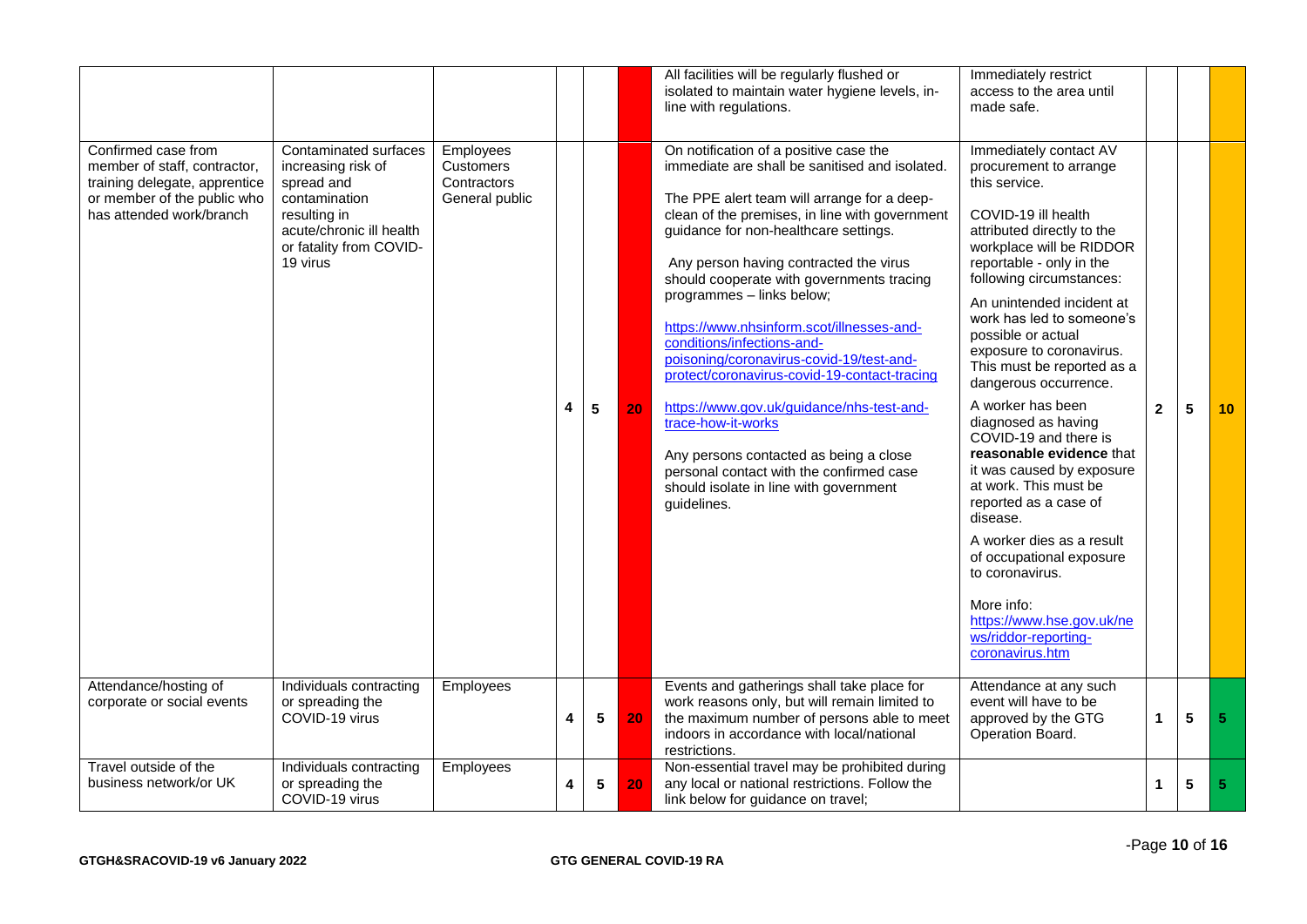| | | | | | | | | | | |
|---|---|---|---|---|---|---|---|---|---|---|
| | | | | | | All facilities will be regularly flushed or isolated to maintain water hygiene levels, in-line with regulations. | Immediately restrict access to the area until made safe. | | | |
| Confirmed case from member of staff, contractor, training delegate, apprentice or member of the public who has attended work/branch | Contaminated surfaces increasing risk of spread and contamination resulting in acute/chronic ill health or fatality from COVID-19 virus | Employees<br>Customers<br>Contractors<br>General public | 4 | 5 | 20 | On notification of a positive case the immediate are shall be sanitised and isolated.<br><br>The PPE alert team will arrange for a deep-clean of the premises, in line with government guidance for non-healthcare settings.<br><br>Any person having contracted the virus should cooperate with governments tracing programmes – links below;<br><br>https://www.nhsinform.scot/illnesses-and-conditions/infections-and-poisoning/coronavirus-covid-19/test-and-protect/coronavirus-covid-19-contact-tracing<br><br>https://www.gov.uk/guidance/nhs-test-and-trace-how-it-works<br><br>Any persons contacted as being a close personal contact with the confirmed case should isolate in line with government guidelines. | Immediately contact AV procurement to arrange this service.<br><br>COVID-19 ill health attributed directly to the workplace will be RIDDOR reportable - only in the following circumstances:<br><br>An unintended incident at work has led to someone's possible or actual exposure to coronavirus. This must be reported as a dangerous occurrence.<br><br>A worker has been diagnosed as having COVID-19 and there is **reasonable evidence** that it was caused by exposure at work. This must be reported as a case of disease.<br><br>A worker dies as a result of occupational exposure to coronavirus.<br><br>More info: https://www.hse.gov.uk/news/riddor-reporting-coronavirus.htm | 2 | 5 | 10 |
| Attendance/hosting of corporate or social events | Individuals contracting or spreading the COVID-19 virus | Employees | 4 | 5 | 20 | Events and gatherings shall take place for work reasons only, but will remain limited to the maximum number of persons able to meet indoors in accordance with local/national restrictions. | Attendance at any such event will have to be approved by the GTG Operation Board. | 1 | 5 | 5 |
| Travel outside of the business network/or UK | Individuals contracting or spreading the COVID-19 virus | Employees | 4 | 5 | 20 | Non-essential travel may be prohibited during any local or national restrictions. Follow the link below for guidance on travel; | | 1 | 5 | 5 |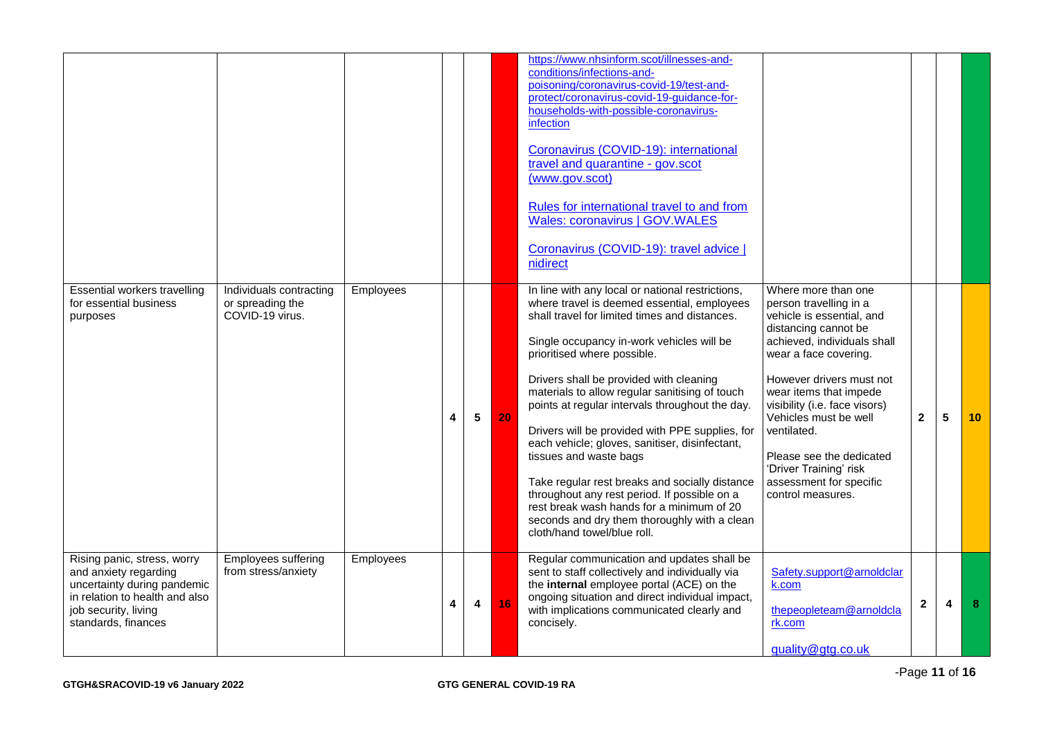| | | | | | | | | | | |
|---|---|---|---|---|---|---|---|---|---|---|
| | | | | | | https://www.nhsinform.scot/illnesses-and-conditions/infections-and-poisoning/coronavirus-covid-19/test-and-protect/coronavirus-covid-19-guidance-for-households-with-possible-coronavirus-infection<br><br>Coronavirus (COVID-19): international travel and quarantine - gov.scot (www.gov.scot)<br><br>Rules for international travel to and from Wales: coronavirus \| GOV.WALES<br><br>Coronavirus (COVID-19): travel advice \| nidirect | | | | |
| Essential workers travelling for essential business purposes | Individuals contracting or spreading the COVID-19 virus. | Employees | 4 | 5 | 20 | In line with any local or national restrictions, where travel is deemed essential, employees shall travel for limited times and distances.<br><br>Single occupancy in-work vehicles will be prioritised where possible.<br><br>Drivers shall be provided with cleaning materials to allow regular sanitising of touch points at regular intervals throughout the day.<br><br>Drivers will be provided with PPE supplies, for each vehicle; gloves, sanitiser, disinfectant, tissues and waste bags<br><br>Take regular rest breaks and socially distance throughout any rest period. If possible on a rest break wash hands for a minimum of 20 seconds and dry them thoroughly with a clean cloth/hand towel/blue roll. | Where more than one person travelling in a vehicle is essential, and distancing cannot be achieved, individuals shall wear a face covering.<br><br>However drivers must not wear items that impede visibility (i.e. face visors) Vehicles must be well ventilated.<br><br>Please see the dedicated 'Driver Training' risk assessment for specific control measures. | 2 | 5 | 10 |
| Rising panic, stress, worry and anxiety regarding uncertainty during pandemic in relation to health and also job security, living standards, finances | Employees suffering from stress/anxiety | Employees | 4 | 4 | 16 | Regular communication and updates shall be sent to staff collectively and individually via the **internal** employee portal (ACE) on the ongoing situation and direct individual impact, with implications communicated clearly and concisely. | Safety.support@arnoldclark.com<br><br>thepeopleteam@arnoldclark.com<br><br>quality@gtg.co.uk | 2 | 4 | 8 |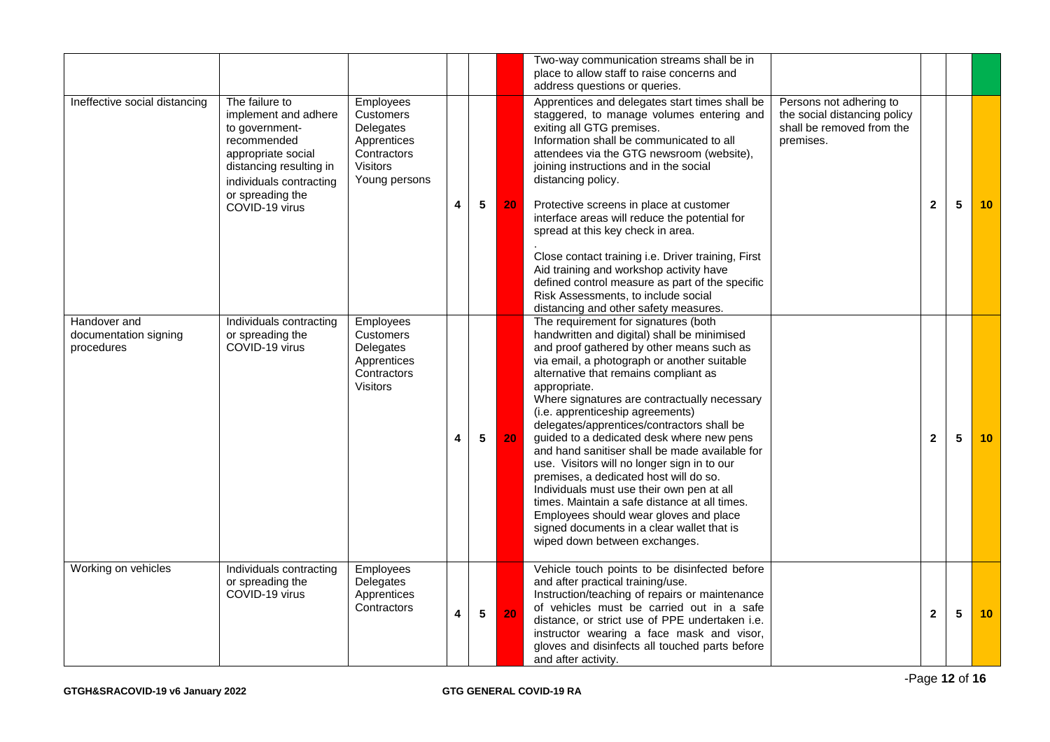| | | | | | | | | | | |
|---|---|---|---|---|---|---|---|---|---|---|
| | | | | | | Two-way communication streams shall be in place to allow staff to raise concerns and address questions or queries. | | | | |
| Ineffective social distancing | The failure to implement and adhere to government-recommended appropriate social distancing resulting in individuals contracting or spreading the COVID-19 virus | Employees<br>Customers<br>Delegates<br>Apprentices<br>Contractors<br>Visitors<br>Young persons | 4 | 5 | 20 | Apprentices and delegates start times shall be staggered, to manage volumes entering and exiting all GTG premises.<br>Information shall be communicated to all attendees via the GTG newsroom (website), joining instructions and in the social distancing policy.<br><br>Protective screens in place at customer interface areas will reduce the potential for spread at this key check in area.<br>.<br>Close contact training i.e. Driver training, First Aid training and workshop activity have defined control measure as part of the specific Risk Assessments, to include social distancing and other safety measures. | Persons not adhering to the social distancing policy shall be removed from the premises. | 2 | 5 | 10 |
| Handover and documentation signing procedures | Individuals contracting or spreading the COVID-19 virus | Employees<br>Customers<br>Delegates<br>Apprentices<br>Contractors<br>Visitors | 4 | 5 | 20 | The requirement for signatures (both handwritten and digital) shall be minimised and proof gathered by other means such as via email, a photograph or another suitable alternative that remains compliant as appropriate.<br>Where signatures are contractually necessary (i.e. apprenticeship agreements) delegates/apprentices/contractors shall be guided to a dedicated desk where new pens and hand sanitiser shall be made available for use. Visitors will no longer sign in to our premises, a dedicated host will do so. Individuals must use their own pen at all times. Maintain a safe distance at all times. Employees should wear gloves and place signed documents in a clear wallet that is wiped down between exchanges. | | 2 | 5 | 10 |
| Working on vehicles | Individuals contracting or spreading the COVID-19 virus | Employees<br>Delegates<br>Apprentices<br>Contractors | 4 | 5 | 20 | Vehicle touch points to be disinfected before and after practical training/use.<br>Instruction/teaching of repairs or maintenance of vehicles must be carried out in a safe distance, or strict use of PPE undertaken i.e. instructor wearing a face mask and visor, gloves and disinfects all touched parts before and after activity. | | 2 | 5 | 10 |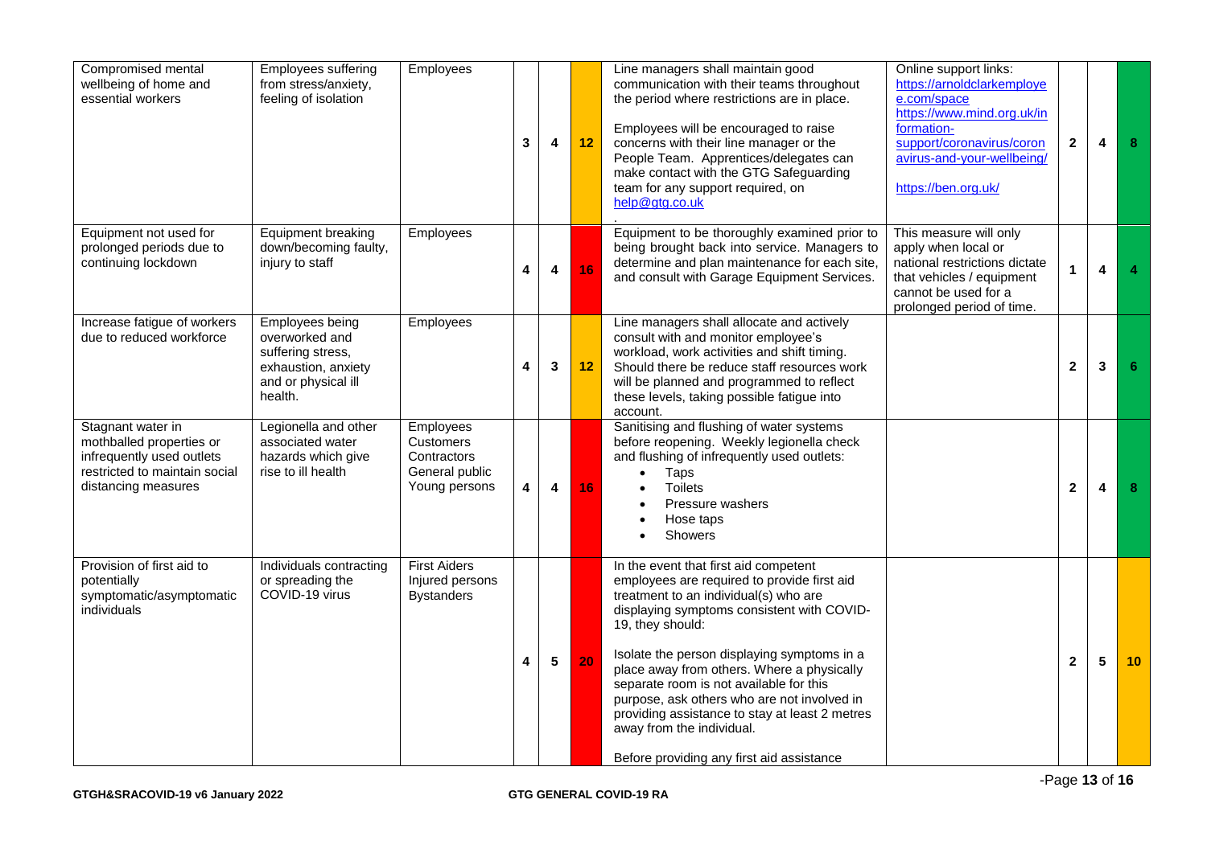| Compromised mental wellbeing of home and essential workers | Employees suffering from stress/anxiety, feeling of isolation | Employees | 3 | 4 | 12 | Line managers shall maintain good communication with their teams throughout the period where restrictions are in place.<br><br>Employees will be encouraged to raise concerns with their line manager or the People Team. Apprentices/delegates can make contact with the GTG Safeguarding team for any support required, on help@gtg.co.uk<br>. | Online support links: https://arnoldclarkemployee.com/space https://www.mind.org.uk/information-support/coronavirus/coronavirus-and-your-wellbeing/<br><br>https://ben.org.uk/ | 2 | 4 | 8 |
|---|---|---|---|---|---|---|---|---|---|---|
| Equipment not used for prolonged periods due to continuing lockdown | Equipment breaking down/becoming faulty, injury to staff | Employees | 4 | 4 | 16 | Equipment to be thoroughly examined prior to being brought back into service. Managers to determine and plan maintenance for each site, and consult with Garage Equipment Services. | This measure will only apply when local or national restrictions dictate that vehicles / equipment cannot be used for a prolonged period of time. | 1 | 4 | 4 |
| Increase fatigue of workers due to reduced workforce | Employees being overworked and suffering stress, exhaustion, anxiety and or physical ill health. | Employees | 4 | 3 | 12 | Line managers shall allocate and actively consult with and monitor employee's workload, work activities and shift timing. Should there be reduce staff resources work will be planned and programmed to reflect these levels, taking possible fatigue into account. | | 2 | 3 | 6 |
| Stagnant water in mothballed properties or infrequently used outlets restricted to maintain social distancing measures | Legionella and other associated water hazards which give rise to ill health | Employees<br>Customers<br>Contractors<br>General public<br>Young persons | 4 | 4 | 16 | Sanitising and flushing of water systems before reopening. Weekly legionella check and flushing of infrequently used outlets:<br>• Taps<br>• Toilets<br>• Pressure washers<br>• Hose taps<br>• Showers | | 2 | 4 | 8 |
| Provision of first aid to potentially symptomatic/asymptomatic individuals | Individuals contracting or spreading the COVID-19 virus | First Aiders<br>Injured persons<br>Bystanders | 4 | 5 | 20 | In the event that first aid competent employees are required to provide first aid treatment to an individual(s) who are displaying symptoms consistent with COVID-19, they should:<br><br>Isolate the person displaying symptoms in a place away from others. Where a physically separate room is not available for this purpose, ask others who are not involved in providing assistance to stay at least 2 metres away from the individual.<br><br>Before providing any first aid assistance | | 2 | 5 | 10 |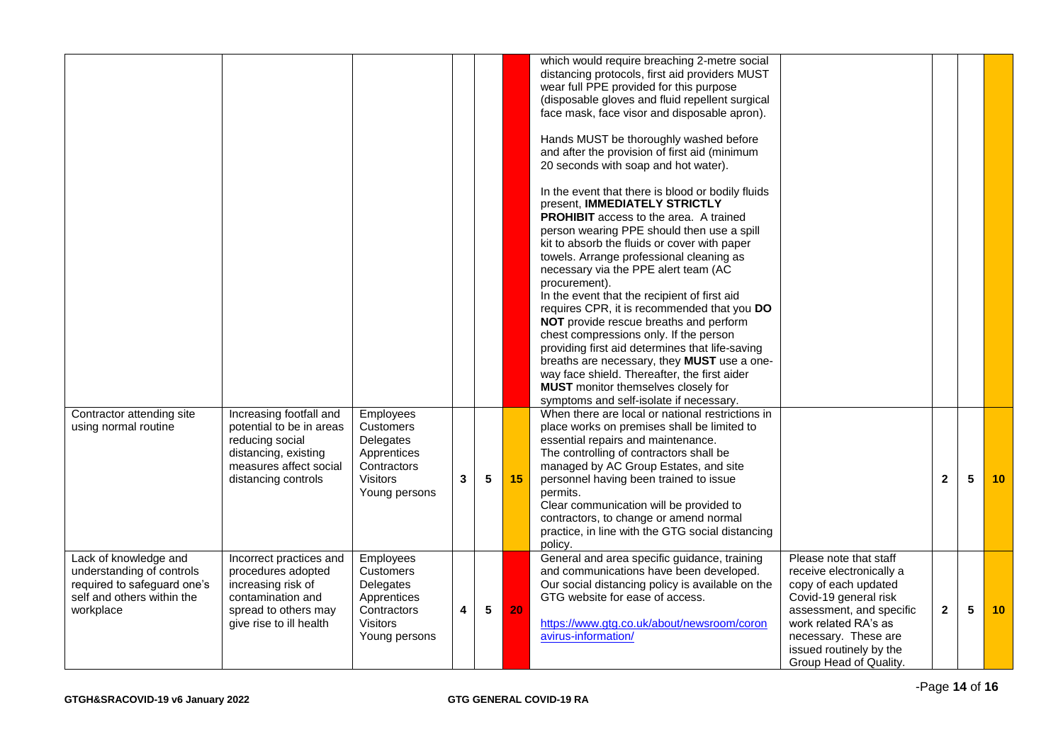| | | | | | | | | | | |
|---|---|---|---|---|---|---|---|---|---|---|
| | | | | | | which would require breaching 2-metre social distancing protocols, first aid providers MUST wear full PPE provided for this purpose (disposable gloves and fluid repellent surgical face mask, face visor and disposable apron).<br><br>Hands MUST be thoroughly washed before and after the provision of first aid (minimum 20 seconds with soap and hot water).<br><br>In the event that there is blood or bodily fluids present, **IMMEDIATELY STRICTLY PROHIBIT** access to the area. A trained person wearing PPE should then use a spill kit to absorb the fluids or cover with paper towels. Arrange professional cleaning as necessary via the PPE alert team (AC procurement).<br>In the event that the recipient of first aid requires CPR, it is recommended that you **DO NOT** provide rescue breaths and perform chest compressions only. If the person providing first aid determines that life-saving breaths are necessary, they **MUST** use a one-way face shield. Thereafter, the first aider **MUST** monitor themselves closely for symptoms and self-isolate if necessary. | | | | |
| Contractor attending site using normal routine | Increasing footfall and potential to be in areas reducing social distancing, existing measures affect social distancing controls | Employees<br>Customers<br>Delegates<br>Apprentices<br>Contractors<br>Visitors<br>Young persons | 3 | 5 | 15 | When there are local or national restrictions in place works on premises shall be limited to essential repairs and maintenance.<br>The controlling of contractors shall be managed by AC Group Estates, and site personnel having been trained to issue permits.<br>Clear communication will be provided to contractors, to change or amend normal practice, in line with the GTG social distancing policy. | | 2 | 5 | 10 |
| Lack of knowledge and understanding of controls required to safeguard one's self and others within the workplace | Incorrect practices and procedures adopted increasing risk of contamination and spread to others may give rise to ill health | Employees<br>Customers<br>Delegates<br>Apprentices<br>Contractors<br>Visitors<br>Young persons | 4 | 5 | 20 | General and area specific guidance, training and communications have been developed. Our social distancing policy is available on the GTG website for ease of access.<br><br>https://www.gtg.co.uk/about/newsroom/coronavirus-information/ | Please note that staff receive electronically a copy of each updated Covid-19 general risk assessment, and specific work related RA's as necessary. These are issued routinely by the Group Head of Quality. | 2 | 5 | 10 |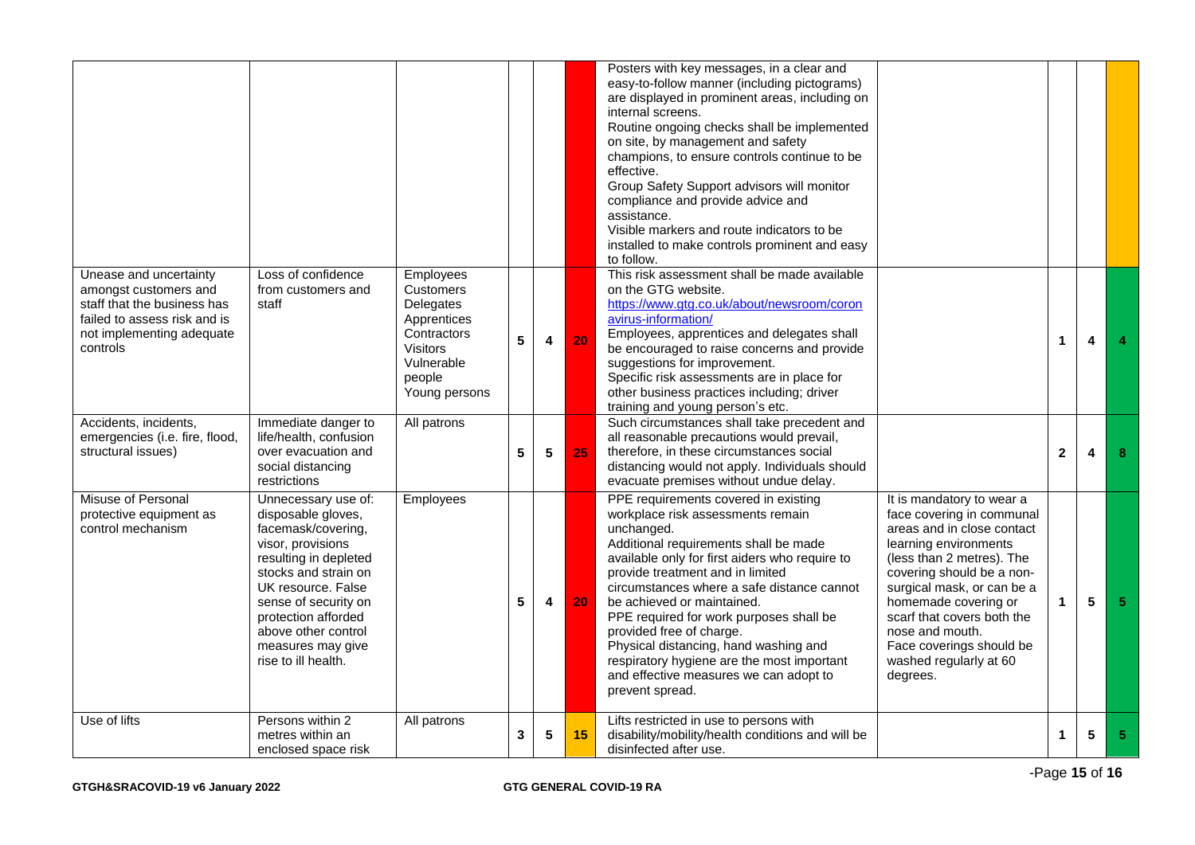| | | | | | | | | | | |
|---|---|---|---|---|---|---|---|---|---|---|
| | | | | | | Posters with key messages, in a clear and easy-to-follow manner (including pictograms) are displayed in prominent areas, including on internal screens.<br>Routine ongoing checks shall be implemented on site, by management and safety champions, to ensure controls continue to be effective.<br>Group Safety Support advisors will monitor compliance and provide advice and assistance.<br>Visible markers and route indicators to be installed to make controls prominent and easy to follow. | | | | |
| Unease and uncertainty amongst customers and staff that the business has failed to assess risk and is not implementing adequate controls | Loss of confidence from customers and staff | Employees<br>Customers<br>Delegates<br>Apprentices<br>Contractors<br>Visitors<br>Vulnerable people<br>Young persons | 5 | 4 | 20 | This risk assessment shall be made available on the GTG website.<br>[https://www.gtg.co.uk/about/newsroom/coronavirus-information/](https://www.gtg.co.uk/about/newsroom/coronavirus-information/)<br>Employees, apprentices and delegates shall be encouraged to raise concerns and provide suggestions for improvement.<br>Specific risk assessments are in place for other business practices including; driver training and young person's etc. | | 1 | 4 | 4 |
| Accidents, incidents, emergencies (i.e. fire, flood, structural issues) | Immediate danger to life/health, confusion over evacuation and social distancing restrictions | All patrons | 5 | 5 | 25 | Such circumstances shall take precedent and all reasonable precautions would prevail, therefore, in these circumstances social distancing would not apply. Individuals should evacuate premises without undue delay. | | 2 | 4 | 8 |
| Misuse of Personal protective equipment as control mechanism | Unnecessary use of: disposable gloves, facemask/covering, visor, provisions resulting in depleted stocks and strain on UK resource. False sense of security on protection afforded above other control measures may give rise to ill health. | Employees | 5 | 4 | 20 | PPE requirements covered in existing workplace risk assessments remain unchanged.<br>Additional requirements shall be made available only for first aiders who require to provide treatment and in limited circumstances where a safe distance cannot be achieved or maintained.<br>PPE required for work purposes shall be provided free of charge.<br>Physical distancing, hand washing and respiratory hygiene are the most important and effective measures we can adopt to prevent spread. | It is mandatory to wear a face covering in communal areas and in close contact learning environments (less than 2 metres). The covering should be a non-surgical mask, or can be a homemade covering or scarf that covers both the nose and mouth. Face coverings should be washed regularly at 60 degrees. | 1 | 5 | 5 |
| Use of lifts | Persons within 2 metres within an enclosed space risk | All patrons | 3 | 5 | 15 | Lifts restricted in use to persons with disability/mobility/health conditions and will be disinfected after use. | | 1 | 5 | 5 |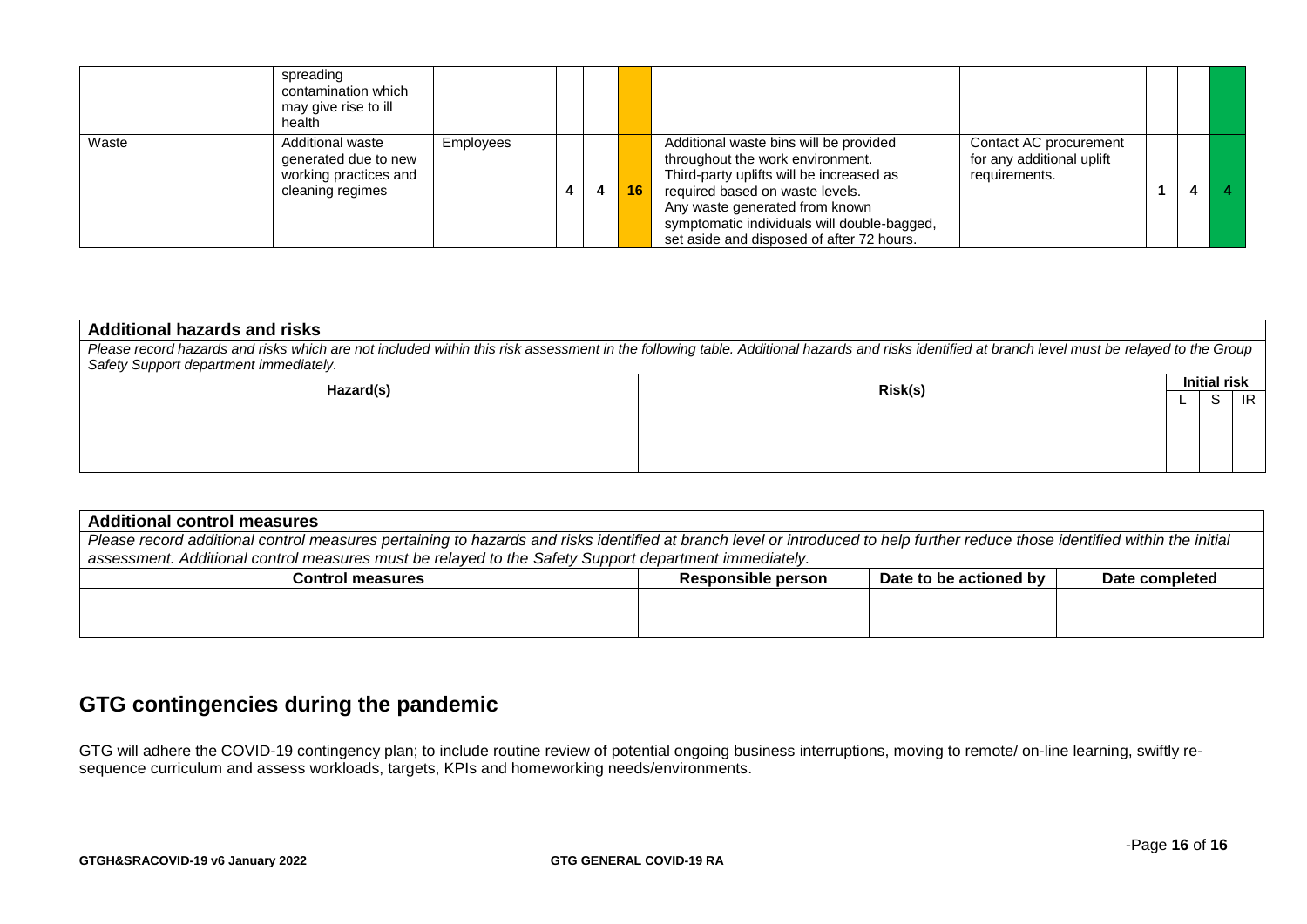| | | | | | | | | | | |
|---|---|---|---|---|---|---|---|---|---|---|
| | spreading contamination which may give rise to ill health | | | | | | | | | |
| Waste | Additional waste generated due to new working practices and cleaning regimes | Employees | 4 | 4 | 16 | Additional waste bins will be provided throughout the work environment. Third-party uplifts will be increased as required based on waste levels. Any waste generated from known symptomatic individuals will double-bagged, set aside and disposed of after 72 hours. | Contact AC procurement for any additional uplift requirements. | 1 | 4 | 4 |

**Additional hazards and risks**

*Please record hazards and risks which are not included within this risk assessment in the following table. Additional hazards and risks identified at branch level must be relayed to the Group Safety Support department immediately.*

| Hazard(s) | Risk(s) | Initial risk | | |
|---|---|---|---|---|
| | | L | S | IR |
| | | | | |

**Additional control measures**

*Please record additional control measures pertaining to hazards and risks identified at branch level or introduced to help further reduce those identified within the initial assessment. Additional control measures must be relayed to the Safety Support department immediately.*

| Control measures | Responsible person | Date to be actioned by | Date completed |
|---|---|---|---|
| | | | |

## GTG contingencies during the pandemic

GTG will adhere the COVID-19 contingency plan; to include routine review of potential ongoing business interruptions, moving to remote/ on-line learning, swiftly re-sequence curriculum and assess workloads, targets, KPIs and homeworking needs/environments.